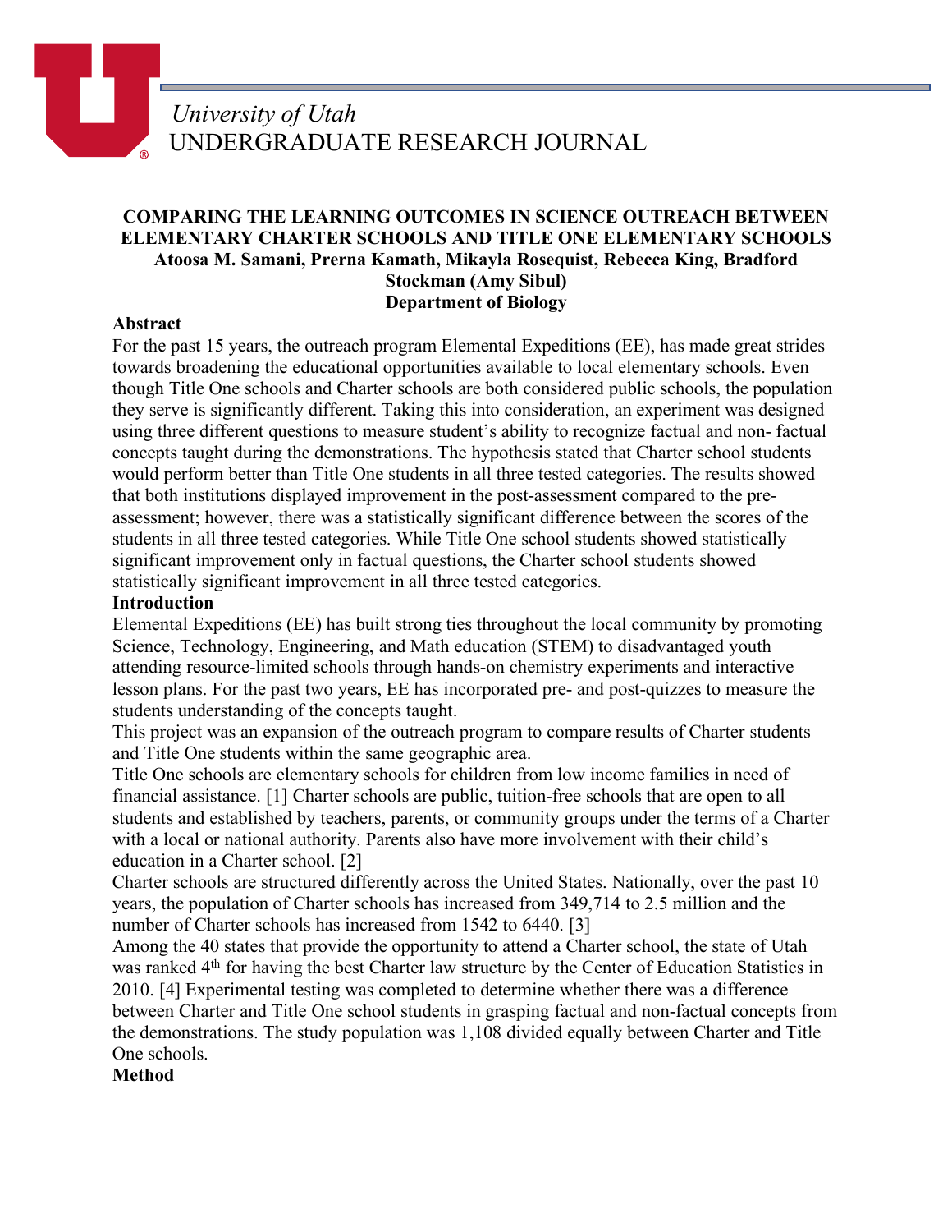University of Utah
UNDERGRADUATE RESEARCH JOURNAL

# COMPARING THE LEARNING OUTCOMES IN SCIENCE OUTREACH BETWEEN ELEMENTARY CHARTER SCHOOLS AND TITLE ONE ELEMENTARY SCHOOLS

**Atoosa M. Samani, Prerna Kamath, Mikayla Rosequist, Rebecca King, Bradford Stockman (Amy Sibul)**
**Department of Biology**

## Abstract

For the past 15 years, the outreach program Elemental Expeditions (EE), has made great strides towards broadening the educational opportunities available to local elementary schools. Even though Title One schools and Charter schools are both considered public schools, the population they serve is significantly different. Taking this into consideration, an experiment was designed using three different questions to measure student's ability to recognize factual and non- factual concepts taught during the demonstrations. The hypothesis stated that Charter school students would perform better than Title One students in all three tested categories. The results showed that both institutions displayed improvement in the post-assessment compared to the pre-assessment; however, there was a statistically significant difference between the scores of the students in all three tested categories. While Title One school students showed statistically significant improvement only in factual questions, the Charter school students showed statistically significant improvement in all three tested categories.

## Introduction

Elemental Expeditions (EE) has built strong ties throughout the local community by promoting Science, Technology, Engineering, and Math education (STEM) to disadvantaged youth attending resource-limited schools through hands-on chemistry experiments and interactive lesson plans. For the past two years, EE has incorporated pre- and post-quizzes to measure the students understanding of the concepts taught.

This project was an expansion of the outreach program to compare results of Charter students and Title One students within the same geographic area.

Title One schools are elementary schools for children from low income families in need of financial assistance. [1] Charter schools are public, tuition-free schools that are open to all students and established by teachers, parents, or community groups under the terms of a Charter with a local or national authority. Parents also have more involvement with their child's education in a Charter school. [2]

Charter schools are structured differently across the United States. Nationally, over the past 10 years, the population of Charter schools has increased from 349,714 to 2.5 million and the number of Charter schools has increased from 1542 to 6440. [3]

Among the 40 states that provide the opportunity to attend a Charter school, the state of Utah was ranked 4th for having the best Charter law structure by the Center of Education Statistics in 2010. [4] Experimental testing was completed to determine whether there was a difference between Charter and Title One school students in grasping factual and non-factual concepts from the demonstrations. The study population was 1,108 divided equally between Charter and Title One schools.

## Method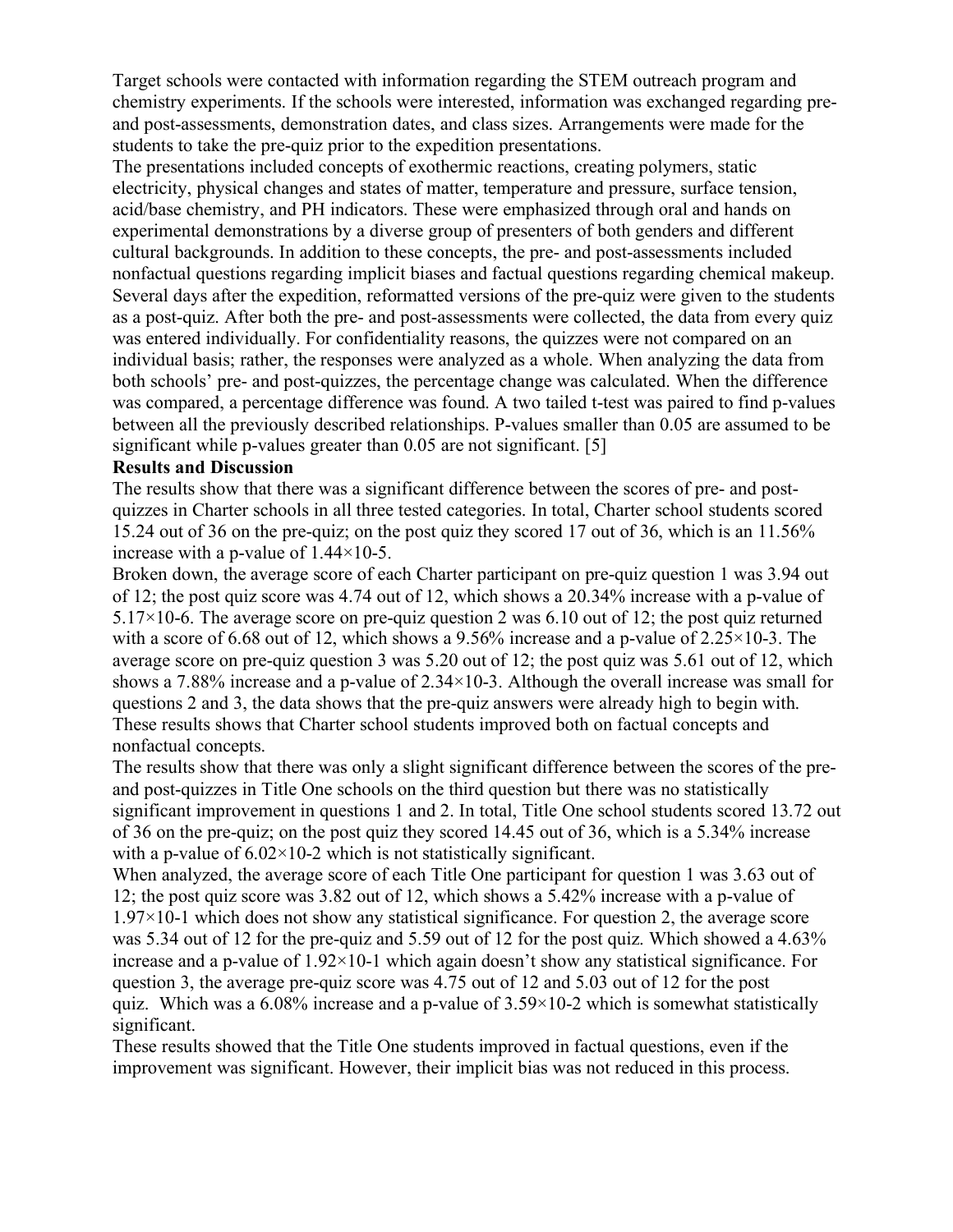Target schools were contacted with information regarding the STEM outreach program and chemistry experiments. If the schools were interested, information was exchanged regarding pre- and post-assessments, demonstration dates, and class sizes. Arrangements were made for the students to take the pre-quiz prior to the expedition presentations.

The presentations included concepts of exothermic reactions, creating polymers, static electricity, physical changes and states of matter, temperature and pressure, surface tension, acid/base chemistry, and PH indicators. These were emphasized through oral and hands on experimental demonstrations by a diverse group of presenters of both genders and different cultural backgrounds. In addition to these concepts, the pre- and post-assessments included nonfactual questions regarding implicit biases and factual questions regarding chemical makeup. Several days after the expedition, reformatted versions of the pre-quiz were given to the students as a post-quiz. After both the pre- and post-assessments were collected, the data from every quiz was entered individually. For confidentiality reasons, the quizzes were not compared on an individual basis; rather, the responses were analyzed as a whole. When analyzing the data from both schools' pre- and post-quizzes, the percentage change was calculated. When the difference was compared, a percentage difference was found. A two tailed t-test was paired to find p-values between all the previously described relationships. P-values smaller than 0.05 are assumed to be significant while p-values greater than 0.05 are not significant. [5]

**Results and Discussion**

The results show that there was a significant difference between the scores of pre- and post-quizzes in Charter schools in all three tested categories. In total, Charter school students scored 15.24 out of 36 on the pre-quiz; on the post quiz they scored 17 out of 36, which is an 11.56% increase with a p-value of $1.44 \times 10^{-5}$.

Broken down, the average score of each Charter participant on pre-quiz question 1 was 3.94 out of 12; the post quiz score was 4.74 out of 12, which shows a 20.34% increase with a p-value of $5.17 \times 10^{-6}$. The average score on pre-quiz question 2 was 6.10 out of 12; the post quiz returned with a score of 6.68 out of 12, which shows a 9.56% increase and a p-value of $2.25 \times 10^{-3}$. The average score on pre-quiz question 3 was 5.20 out of 12; the post quiz was 5.61 out of 12, which shows a 7.88% increase and a p-value of $2.34 \times 10^{-3}$. Although the overall increase was small for questions 2 and 3, the data shows that the pre-quiz answers were already high to begin with. These results shows that Charter school students improved both on factual concepts and nonfactual concepts.

The results show that there was only a slight significant difference between the scores of the pre- and post-quizzes in Title One schools on the third question but there was no statistically significant improvement in questions 1 and 2. In total, Title One school students scored 13.72 out of 36 on the pre-quiz; on the post quiz they scored 14.45 out of 36, which is a 5.34% increase with a p-value of $6.02 \times 10^{-2}$ which is not statistically significant.

When analyzed, the average score of each Title One participant for question 1 was 3.63 out of 12; the post quiz score was 3.82 out of 12, which shows a 5.42% increase with a p-value of $1.97 \times 10^{-1}$ which does not show any statistical significance. For question 2, the average score was 5.34 out of 12 for the pre-quiz and 5.59 out of 12 for the post quiz. Which showed a 4.63% increase and a p-value of $1.92 \times 10^{-1}$ which again doesn't show any statistical significance. For question 3, the average pre-quiz score was 4.75 out of 12 and 5.03 out of 12 for the post quiz. Which was a 6.08% increase and a p-value of $3.59 \times 10^{-2}$ which is somewhat statistically significant.

These results showed that the Title One students improved in factual questions, even if the improvement was significant. However, their implicit bias was not reduced in this process.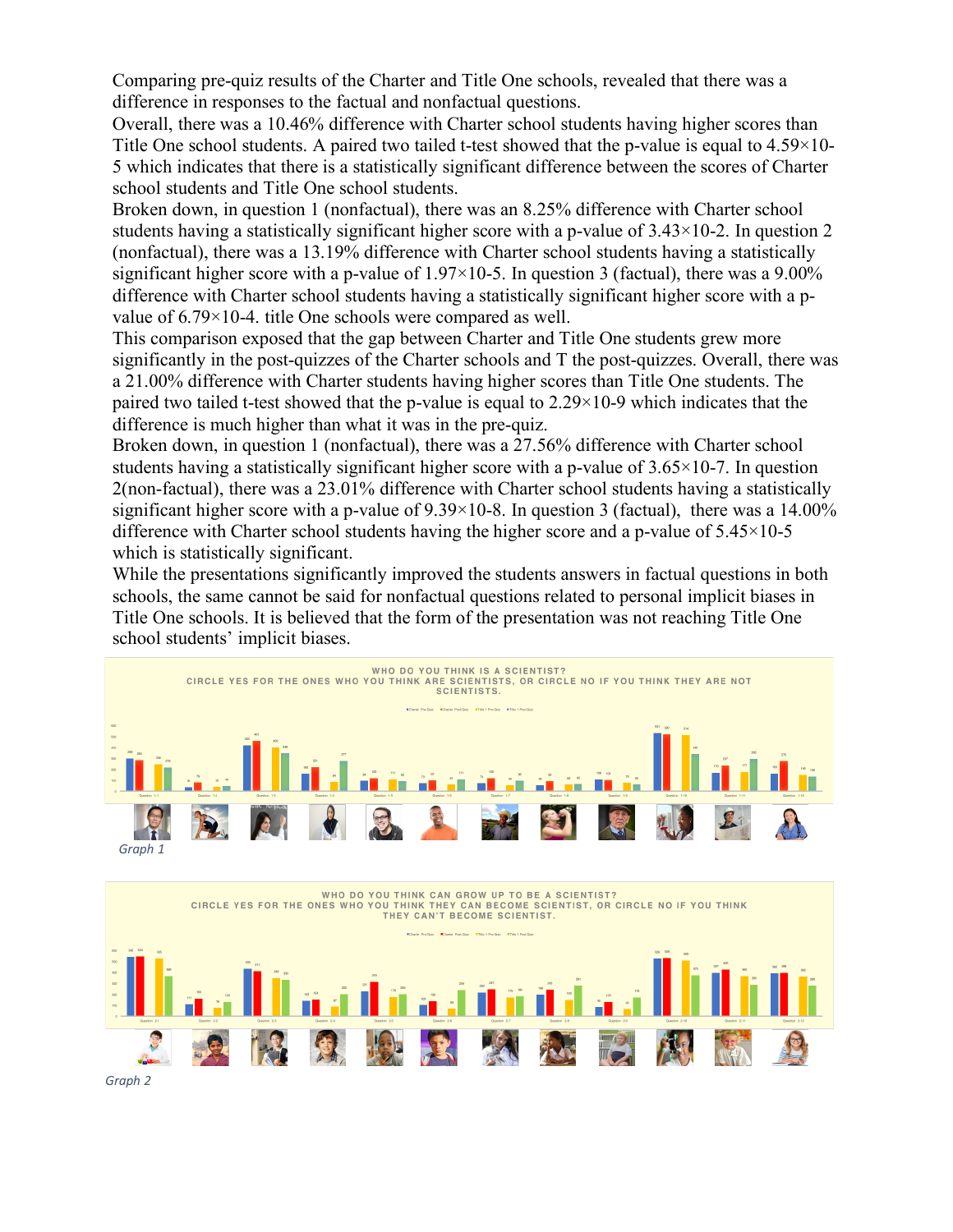Comparing pre-quiz results of the Charter and Title One schools, revealed that there was a difference in responses to the factual and nonfactual questions.

Overall, there was a 10.46% difference with Charter school students having higher scores than Title One school students. A paired two tailed t-test showed that the p-value is equal to $4.59\times10^{-5}$ which indicates that there is a statistically significant difference between the scores of Charter school students and Title One school students.

Broken down, in question 1 (nonfactual), there was an 8.25% difference with Charter school students having a statistically significant higher score with a p-value of $3.43\times10^{-2}$. In question 2 (nonfactual), there was a 13.19% difference with Charter school students having a statistically significant higher score with a p-value of $1.97\times10^{-5}$. In question 3 (factual), there was a 9.00% difference with Charter school students having a statistically significant higher score with a p-value of $6.79\times10^{-4}$. title One schools were compared as well.

This comparison exposed that the gap between Charter and Title One students grew more significantly in the post-quizzes of the Charter schools and T the post-quizzes. Overall, there was a 21.00% difference with Charter students having higher scores than Title One students. The paired two tailed t-test showed that the p-value is equal to $2.29\times10^{-9}$ which indicates that the difference is much higher than what it was in the pre-quiz.

Broken down, in question 1 (nonfactual), there was a 27.56% difference with Charter school students having a statistically significant higher score with a p-value of $3.65\times10^{-7}$. In question 2(non-factual), there was a 23.01% difference with Charter school students having a statistically significant higher score with a p-value of $9.39\times10^{-8}$. In question 3 (factual), there was a 14.00% difference with Charter school students having the higher score and a p-value of $5.45\times10^{-5}$ which is statistically significant.

While the presentations significantly improved the students answers in factual questions in both schools, the same cannot be said for nonfactual questions related to personal implicit biases in Title One schools. It is believed that the form of the presentation was not reaching Title One school students' implicit biases.

*Graph 1*

*Graph 2*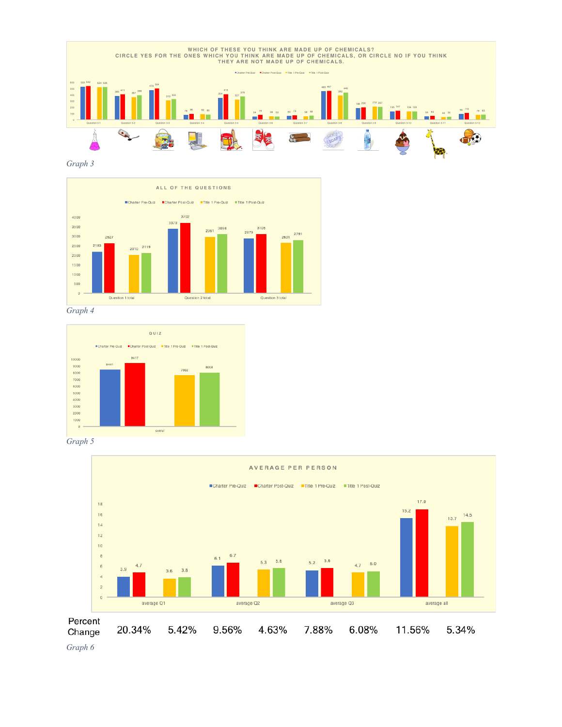Graph 3

Graph 4

Graph 5

| Percent Change | 20.34% | 5.42% | 9.56% | 4.63% | 7.88% | 6.08% | 11.56% | 5.34% |
|---|---|---|---|---|---|---|---|---|

Graph 6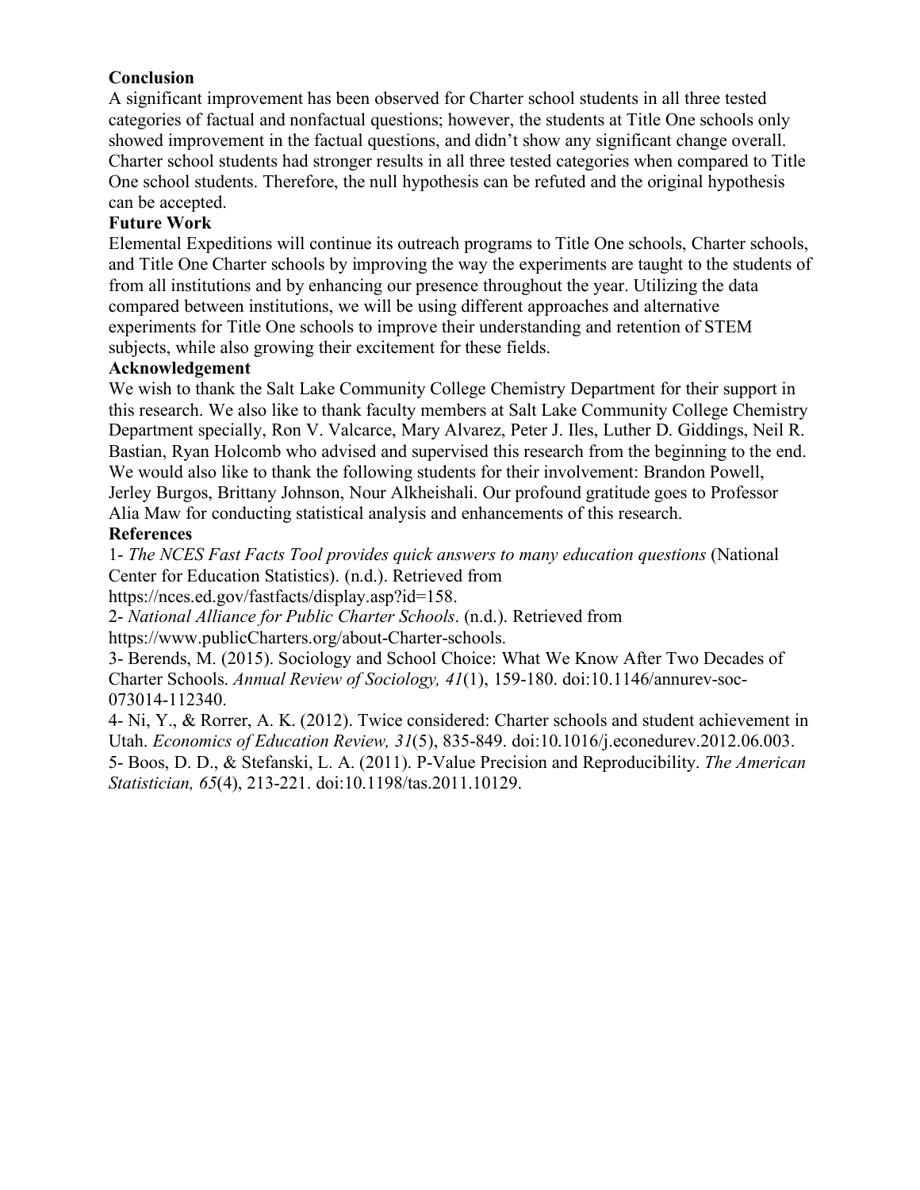## Conclusion

A significant improvement has been observed for Charter school students in all three tested categories of factual and nonfactual questions; however, the students at Title One schools only showed improvement in the factual questions, and didn't show any significant change overall. Charter school students had stronger results in all three tested categories when compared to Title One school students. Therefore, the null hypothesis can be refuted and the original hypothesis can be accepted.

## Future Work

Elemental Expeditions will continue its outreach programs to Title One schools, Charter schools, and Title One Charter schools by improving the way the experiments are taught to the students of from all institutions and by enhancing our presence throughout the year. Utilizing the data compared between institutions, we will be using different approaches and alternative experiments for Title One schools to improve their understanding and retention of STEM subjects, while also growing their excitement for these fields.

## Acknowledgement

We wish to thank the Salt Lake Community College Chemistry Department for their support in this research. We also like to thank faculty members at Salt Lake Community College Chemistry Department specially, Ron V. Valcarce, Mary Alvarez, Peter J. Iles, Luther D. Giddings, Neil R. Bastian, Ryan Holcomb who advised and supervised this research from the beginning to the end. We would also like to thank the following students for their involvement: Brandon Powell, Jerley Burgos, Brittany Johnson, Nour Alkheishali. Our profound gratitude goes to Professor Alia Maw for conducting statistical analysis and enhancements of this research.

## References

1- *The NCES Fast Facts Tool provides quick answers to many education questions* (National Center for Education Statistics). (n.d.). Retrieved from https://nces.ed.gov/fastfacts/display.asp?id=158.

2- *National Alliance for Public Charter Schools*. (n.d.). Retrieved from https://www.publicCharters.org/about-Charter-schools.

3- Berends, M. (2015). Sociology and School Choice: What We Know After Two Decades of Charter Schools. *Annual Review of Sociology, 41*(1), 159-180. doi:10.1146/annurev-soc-073014-112340.

4- Ni, Y., & Rorrer, A. K. (2012). Twice considered: Charter schools and student achievement in Utah. *Economics of Education Review, 31*(5), 835-849. doi:10.1016/j.econedurev.2012.06.003.

5- Boos, D. D., & Stefanski, L. A. (2011). P-Value Precision and Reproducibility. *The American Statistician, 65*(4), 213-221. doi:10.1198/tas.2011.10129.